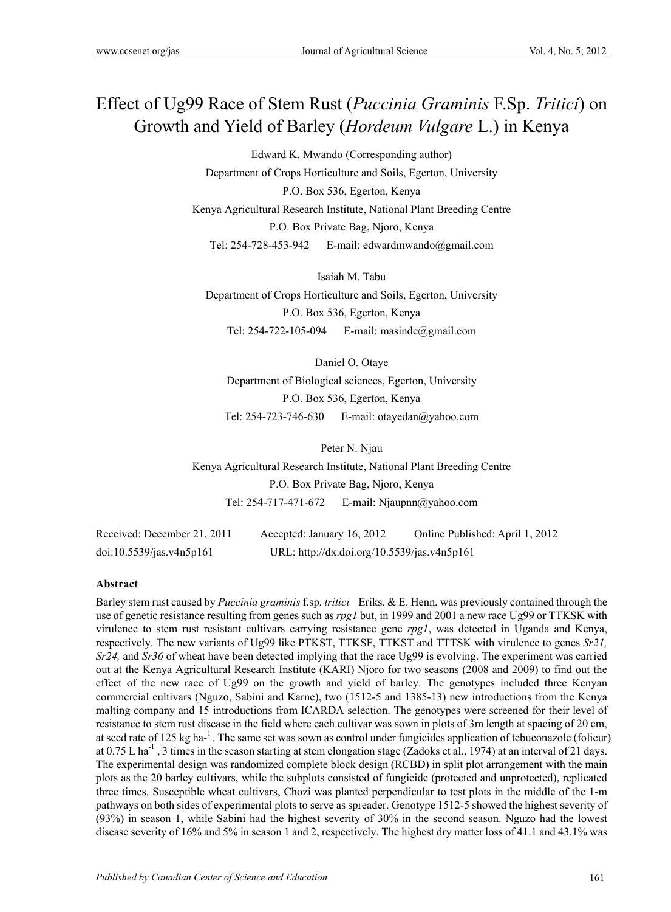# Effect of Ug99 Race of Stem Rust (*Puccinia Graminis* F.Sp. *Tritici*) on Growth and Yield of Barley (*Hordeum Vulgare* L.) in Kenya

Edward K. Mwando (Corresponding author)

Department of Crops Horticulture and Soils, Egerton, University

P.O. Box 536, Egerton, Kenya

Kenya Agricultural Research Institute, National Plant Breeding Centre

P.O. Box Private Bag, Njoro, Kenya

Tel: 254-728-453-942 E-mail: edwardmwando@gmail.com

Isaiah M. Tabu

Department of Crops Horticulture and Soils, Egerton, University

P.O. Box 536, Egerton, Kenya

Tel: 254-722-105-094 E-mail: masinde@gmail.com

Daniel O. Otaye

Department of Biological sciences, Egerton, University

P.O. Box 536, Egerton, Kenya

Tel: 254-723-746-630 E-mail: otayedan@yahoo.com

Peter N. Njau

Kenya Agricultural Research Institute, National Plant Breeding Centre

P.O. Box Private Bag, Njoro, Kenya

Tel: 254-717-471-672 E-mail: Njaupnn@yahoo.com

Received: December 21, 2011 Accepted: January 16, 2012 Online Published: April 1, 2012

doi:10.5539/jas.v4n5p161 URL: http://dx.doi.org/10.5539/jas.v4n5p161

## Abstract

Barley stem rust caused by *Puccinia graminis* f.sp. *tritici* Eriks. & E. Henn, was previously contained through the use of genetic resistance resulting from genes such as *rpg1* but, in 1999 and 2001 a new race Ug99 or TTKSK with virulence to stem rust resistant cultivars carrying resistance gene *rpg1*, was detected in Uganda and Kenya, respectively. The new variants of Ug99 like PTKST, TTKSF, TTKST and TTTSK with virulence to genes *Sr21, Sr24,* and *Sr36* of wheat have been detected implying that the race Ug99 is evolving. The experiment was carried out at the Kenya Agricultural Research Institute (KARI) Njoro for two seasons (2008 and 2009) to find out the effect of the new race of Ug99 on the growth and yield of barley. The genotypes included three Kenyan commercial cultivars (Nguzo, Sabini and Karne), two (1512-5 and 1385-13) new introductions from the Kenya malting company and 15 introductions from ICARDA selection. The genotypes were screened for their level of resistance to stem rust disease in the field where each cultivar was sown in plots of 3m length at spacing of 20 cm, at seed rate of 125 kg ha$^{-1}$. The same set was sown as control under fungicides application of tebuconazole (folicur) at 0.75 L ha$^{-1}$ , 3 times in the season starting at stem elongation stage (Zadoks et al., 1974) at an interval of 21 days. The experimental design was randomized complete block design (RCBD) in split plot arrangement with the main plots as the 20 barley cultivars, while the subplots consisted of fungicide (protected and unprotected), replicated three times. Susceptible wheat cultivars, Chozi was planted perpendicular to test plots in the middle of the 1-m pathways on both sides of experimental plots to serve as spreader. Genotype 1512-5 showed the highest severity of (93%) in season 1, while Sabini had the highest severity of 30% in the second season. Nguzo had the lowest disease severity of 16% and 5% in season 1 and 2, respectively. The highest dry matter loss of 41.1 and 43.1% was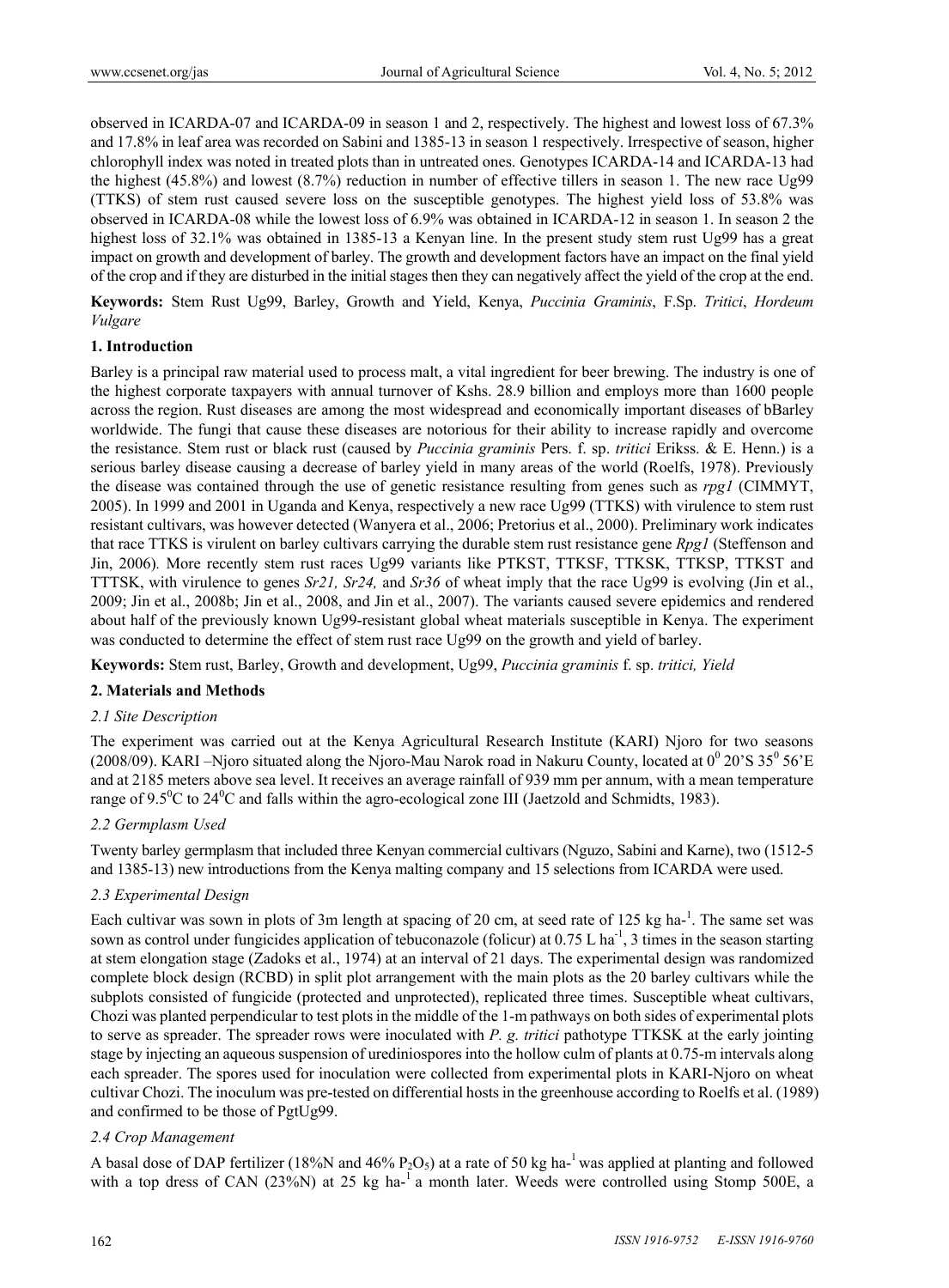observed in ICARDA-07 and ICARDA-09 in season 1 and 2, respectively. The highest and lowest loss of 67.3% and 17.8% in leaf area was recorded on Sabini and 1385-13 in season 1 respectively. Irrespective of season, higher chlorophyll index was noted in treated plots than in untreated ones. Genotypes ICARDA-14 and ICARDA-13 had the highest (45.8%) and lowest (8.7%) reduction in number of effective tillers in season 1. The new race Ug99 (TTKS) of stem rust caused severe loss on the susceptible genotypes. The highest yield loss of 53.8% was observed in ICARDA-08 while the lowest loss of 6.9% was obtained in ICARDA-12 in season 1. In season 2 the highest loss of 32.1% was obtained in 1385-13 a Kenyan line. In the present study stem rust Ug99 has a great impact on growth and development of barley. The growth and development factors have an impact on the final yield of the crop and if they are disturbed in the initial stages then they can negatively affect the yield of the crop at the end.

**Keywords:** Stem Rust Ug99, Barley, Growth and Yield, Kenya, *Puccinia Graminis*, F.Sp. *Tritici*, *Hordeum Vulgare*

## 1. Introduction

Barley is a principal raw material used to process malt, a vital ingredient for beer brewing. The industry is one of the highest corporate taxpayers with annual turnover of Kshs. 28.9 billion and employs more than 1600 people across the region. Rust diseases are among the most widespread and economically important diseases of bBarley worldwide. The fungi that cause these diseases are notorious for their ability to increase rapidly and overcome the resistance. Stem rust or black rust (caused by *Puccinia graminis* Pers. f. sp. *tritici* Erikss. & E. Henn.) is a serious barley disease causing a decrease of barley yield in many areas of the world (Roelfs, 1978). Previously the disease was contained through the use of genetic resistance resulting from genes such as *rpg1* (CIMMYT, 2005). In 1999 and 2001 in Uganda and Kenya, respectively a new race Ug99 (TTKS) with virulence to stem rust resistant cultivars, was however detected (Wanyera et al., 2006; Pretorius et al., 2000). Preliminary work indicates that race TTKS is virulent on barley cultivars carrying the durable stem rust resistance gene *Rpg1* (Steffenson and Jin, 2006). More recently stem rust races Ug99 variants like PTKST, TTKSF, TTKSK, TTKSP, TTKST and TTTSK, with virulence to genes *Sr21, Sr24,* and *Sr36* of wheat imply that the race Ug99 is evolving (Jin et al., 2009; Jin et al., 2008b; Jin et al., 2008, and Jin et al., 2007). The variants caused severe epidemics and rendered about half of the previously known Ug99-resistant global wheat materials susceptible in Kenya. The experiment was conducted to determine the effect of stem rust race Ug99 on the growth and yield of barley.

**Keywords:** Stem rust, Barley, Growth and development, Ug99, *Puccinia graminis* f. sp. *tritici, Yield*

## 2. Materials and Methods

### 2.1 Site Description

The experiment was carried out at the Kenya Agricultural Research Institute (KARI) Njoro for two seasons (2008/09). KARI –Njoro situated along the Njoro-Mau Narok road in Nakuru County, located at $0^0$ 20'S $35^0$ 56'E and at 2185 meters above sea level. It receives an average rainfall of 939 mm per annum, with a mean temperature range of 9.5$^0$C to 24$^0$C and falls within the agro-ecological zone III (Jaetzold and Schmidts, 1983).

### 2.2 Germplasm Used

Twenty barley germplasm that included three Kenyan commercial cultivars (Nguzo, Sabini and Karne), two (1512-5 and 1385-13) new introductions from the Kenya malting company and 15 selections from ICARDA were used.

### 2.3 Experimental Design

Each cultivar was sown in plots of 3m length at spacing of 20 cm, at seed rate of 125 kg ha-$^1$. The same set was sown as control under fungicides application of tebuconazole (folicur) at 0.75 L ha$^{-1}$, 3 times in the season starting at stem elongation stage (Zadoks et al., 1974) at an interval of 21 days. The experimental design was randomized complete block design (RCBD) in split plot arrangement with the main plots as the 20 barley cultivars while the subplots consisted of fungicide (protected and unprotected), replicated three times. Susceptible wheat cultivars, Chozi was planted perpendicular to test plots in the middle of the 1-m pathways on both sides of experimental plots to serve as spreader. The spreader rows were inoculated with *P. g. tritici* pathotype TTKSK at the early jointing stage by injecting an aqueous suspension of urediniospores into the hollow culm of plants at 0.75-m intervals along each spreader. The spores used for inoculation were collected from experimental plots in KARI-Njoro on wheat cultivar Chozi. The inoculum was pre-tested on differential hosts in the greenhouse according to Roelfs et al. (1989) and confirmed to be those of PgtUg99.

### 2.4 Crop Management

A basal dose of DAP fertilizer (18%N and 46% $P_2O_5$) at a rate of 50 kg ha-$^1$ was applied at planting and followed with a top dress of CAN (23%N) at 25 kg ha-$^1$ a month later. Weeds were controlled using Stomp 500E, a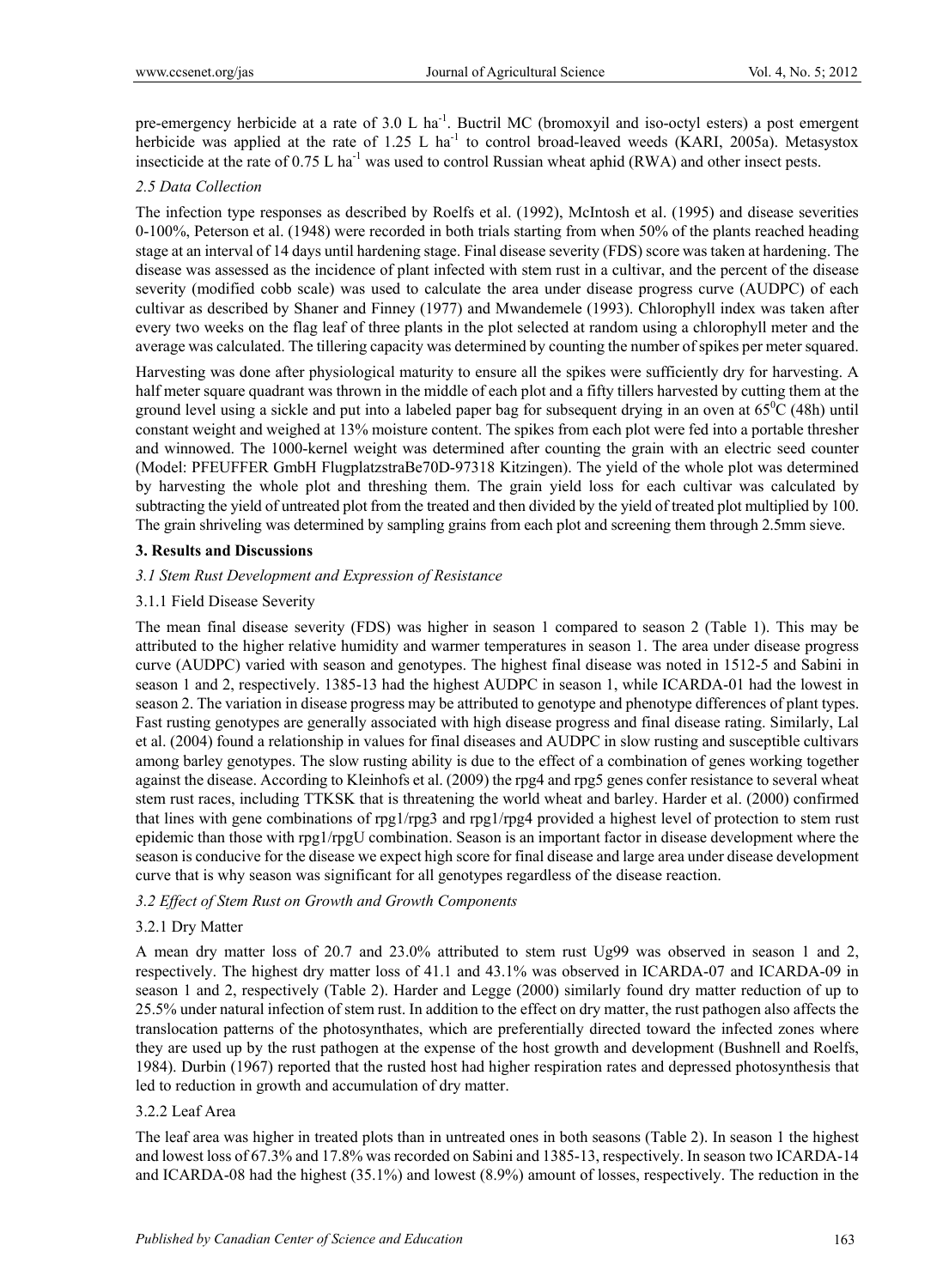pre-emergency herbicide at a rate of 3.0 L ha$^{-1}$. Buctril MC (bromoxyil and iso-octyl esters) a post emergent herbicide was applied at the rate of 1.25 L ha$^{-1}$ to control broad-leaved weeds (KARI, 2005a). Metasystox insecticide at the rate of 0.75 L ha$^{-1}$ was used to control Russian wheat aphid (RWA) and other insect pests.

### *2.5 Data Collection*

The infection type responses as described by Roelfs et al. (1992), McIntosh et al. (1995) and disease severities 0-100%, Peterson et al. (1948) were recorded in both trials starting from when 50% of the plants reached heading stage at an interval of 14 days until hardening stage. Final disease severity (FDS) score was taken at hardening. The disease was assessed as the incidence of plant infected with stem rust in a cultivar, and the percent of the disease severity (modified cobb scale) was used to calculate the area under disease progress curve (AUDPC) of each cultivar as described by Shaner and Finney (1977) and Mwandemele (1993). Chlorophyll index was taken after every two weeks on the flag leaf of three plants in the plot selected at random using a chlorophyll meter and the average was calculated. The tillering capacity was determined by counting the number of spikes per meter squared.

Harvesting was done after physiological maturity to ensure all the spikes were sufficiently dry for harvesting. A half meter square quadrant was thrown in the middle of each plot and a fifty tillers harvested by cutting them at the ground level using a sickle and put into a labeled paper bag for subsequent drying in an oven at 65$^{0}$C (48h) until constant weight and weighed at 13% moisture content. The spikes from each plot were fed into a portable thresher and winnowed. The 1000-kernel weight was determined after counting the grain with an electric seed counter (Model: PFEUFFER GmbH FlugplatzstraBe70D-97318 Kitzingen). The yield of the whole plot was determined by harvesting the whole plot and threshing them. The grain yield loss for each cultivar was calculated by subtracting the yield of untreated plot from the treated and then divided by the yield of treated plot multiplied by 100. The grain shriveling was determined by sampling grains from each plot and screening them through 2.5mm sieve.

## 3. Results and Discussions

### *3.1 Stem Rust Development and Expression of Resistance*

#### 3.1.1 Field Disease Severity

The mean final disease severity (FDS) was higher in season 1 compared to season 2 (Table 1). This may be attributed to the higher relative humidity and warmer temperatures in season 1. The area under disease progress curve (AUDPC) varied with season and genotypes. The highest final disease was noted in 1512-5 and Sabini in season 1 and 2, respectively. 1385-13 had the highest AUDPC in season 1, while ICARDA-01 had the lowest in season 2. The variation in disease progress may be attributed to genotype and phenotype differences of plant types. Fast rusting genotypes are generally associated with high disease progress and final disease rating. Similarly, Lal et al. (2004) found a relationship in values for final diseases and AUDPC in slow rusting and susceptible cultivars among barley genotypes. The slow rusting ability is due to the effect of a combination of genes working together against the disease. According to Kleinhofs et al. (2009) the rpg4 and rpg5 genes confer resistance to several wheat stem rust races, including TTKSK that is threatening the world wheat and barley. Harder et al. (2000) confirmed that lines with gene combinations of rpg1/rpg3 and rpg1/rpg4 provided a highest level of protection to stem rust epidemic than those with rpg1/rpgU combination. Season is an important factor in disease development where the season is conducive for the disease we expect high score for final disease and large area under disease development curve that is why season was significant for all genotypes regardless of the disease reaction.

### *3.2 Effect of Stem Rust on Growth and Growth Components*

#### 3.2.1 Dry Matter

A mean dry matter loss of 20.7 and 23.0% attributed to stem rust Ug99 was observed in season 1 and 2, respectively. The highest dry matter loss of 41.1 and 43.1% was observed in ICARDA-07 and ICARDA-09 in season 1 and 2, respectively (Table 2). Harder and Legge (2000) similarly found dry matter reduction of up to 25.5% under natural infection of stem rust. In addition to the effect on dry matter, the rust pathogen also affects the translocation patterns of the photosynthates, which are preferentially directed toward the infected zones where they are used up by the rust pathogen at the expense of the host growth and development (Bushnell and Roelfs, 1984). Durbin (1967) reported that the rusted host had higher respiration rates and depressed photosynthesis that led to reduction in growth and accumulation of dry matter.

#### 3.2.2 Leaf Area

The leaf area was higher in treated plots than in untreated ones in both seasons (Table 2). In season 1 the highest and lowest loss of 67.3% and 17.8% was recorded on Sabini and 1385-13, respectively. In season two ICARDA-14 and ICARDA-08 had the highest (35.1%) and lowest (8.9%) amount of losses, respectively. The reduction in the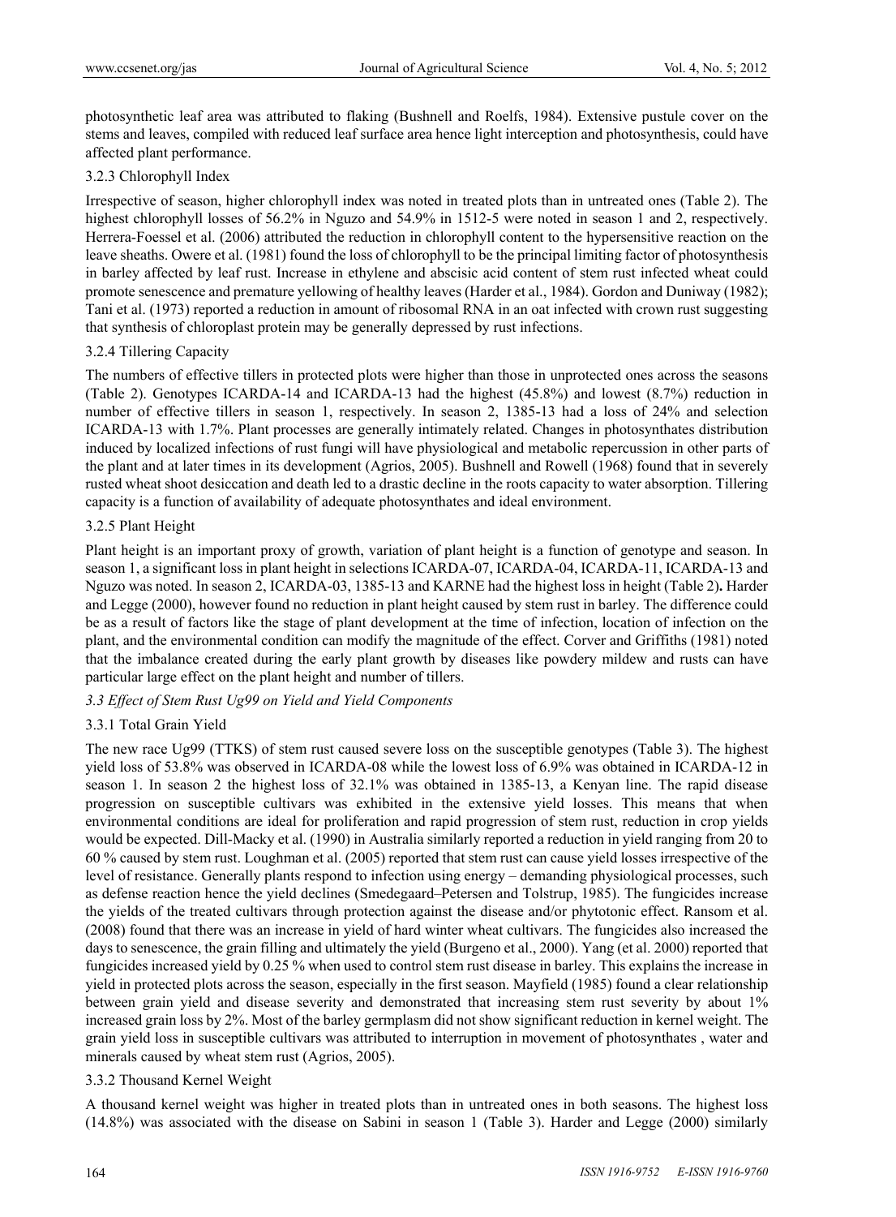photosynthetic leaf area was attributed to flaking (Bushnell and Roelfs, 1984). Extensive pustule cover on the stems and leaves, compiled with reduced leaf surface area hence light interception and photosynthesis, could have affected plant performance.

#### 3.2.3 Chlorophyll Index

Irrespective of season, higher chlorophyll index was noted in treated plots than in untreated ones (Table 2). The highest chlorophyll losses of 56.2% in Nguzo and 54.9% in 1512-5 were noted in season 1 and 2, respectively. Herrera-Foessel et al. (2006) attributed the reduction in chlorophyll content to the hypersensitive reaction on the leave sheaths. Owere et al. (1981) found the loss of chlorophyll to be the principal limiting factor of photosynthesis in barley affected by leaf rust. Increase in ethylene and abscisic acid content of stem rust infected wheat could promote senescence and premature yellowing of healthy leaves (Harder et al., 1984). Gordon and Duniway (1982); Tani et al. (1973) reported a reduction in amount of ribosomal RNA in an oat infected with crown rust suggesting that synthesis of chloroplast protein may be generally depressed by rust infections.

#### 3.2.4 Tillering Capacity

The numbers of effective tillers in protected plots were higher than those in unprotected ones across the seasons (Table 2). Genotypes ICARDA-14 and ICARDA-13 had the highest (45.8%) and lowest (8.7%) reduction in number of effective tillers in season 1, respectively. In season 2, 1385-13 had a loss of 24% and selection ICARDA-13 with 1.7%. Plant processes are generally intimately related. Changes in photosynthates distribution induced by localized infections of rust fungi will have physiological and metabolic repercussion in other parts of the plant and at later times in its development (Agrios, 2005). Bushnell and Rowell (1968) found that in severely rusted wheat shoot desiccation and death led to a drastic decline in the roots capacity to water absorption. Tillering capacity is a function of availability of adequate photosynthates and ideal environment.

#### 3.2.5 Plant Height

Plant height is an important proxy of growth, variation of plant height is a function of genotype and season. In season 1, a significant loss in plant height in selections ICARDA-07, ICARDA-04, ICARDA-11, ICARDA-13 and Nguzo was noted. In season 2, ICARDA-03, 1385-13 and KARNE had the highest loss in height (Table 2**).** Harder and Legge (2000), however found no reduction in plant height caused by stem rust in barley. The difference could be as a result of factors like the stage of plant development at the time of infection, location of infection on the plant, and the environmental condition can modify the magnitude of the effect. Corver and Griffiths (1981) noted that the imbalance created during the early plant growth by diseases like powdery mildew and rusts can have particular large effect on the plant height and number of tillers.

### *3.3 Effect of Stem Rust Ug99 on Yield and Yield Components*

#### 3.3.1 Total Grain Yield

The new race Ug99 (TTKS) of stem rust caused severe loss on the susceptible genotypes (Table 3). The highest yield loss of 53.8% was observed in ICARDA-08 while the lowest loss of 6.9% was obtained in ICARDA-12 in season 1. In season 2 the highest loss of 32.1% was obtained in 1385-13, a Kenyan line. The rapid disease progression on susceptible cultivars was exhibited in the extensive yield losses. This means that when environmental conditions are ideal for proliferation and rapid progression of stem rust, reduction in crop yields would be expected. Dill-Macky et al. (1990) in Australia similarly reported a reduction in yield ranging from 20 to 60 % caused by stem rust. Loughman et al. (2005) reported that stem rust can cause yield losses irrespective of the level of resistance. Generally plants respond to infection using energy – demanding physiological processes, such as defense reaction hence the yield declines (Smedegaard–Petersen and Tolstrup, 1985). The fungicides increase the yields of the treated cultivars through protection against the disease and/or phytotonic effect. Ransom et al. (2008) found that there was an increase in yield of hard winter wheat cultivars. The fungicides also increased the days to senescence, the grain filling and ultimately the yield (Burgeno et al., 2000). Yang (et al. 2000) reported that fungicides increased yield by 0.25 % when used to control stem rust disease in barley. This explains the increase in yield in protected plots across the season, especially in the first season. Mayfield (1985) found a clear relationship between grain yield and disease severity and demonstrated that increasing stem rust severity by about 1% increased grain loss by 2%. Most of the barley germplasm did not show significant reduction in kernel weight. The grain yield loss in susceptible cultivars was attributed to interruption in movement of photosynthates , water and minerals caused by wheat stem rust (Agrios, 2005).

#### 3.3.2 Thousand Kernel Weight

A thousand kernel weight was higher in treated plots than in untreated ones in both seasons. The highest loss (14.8%) was associated with the disease on Sabini in season 1 (Table 3). Harder and Legge (2000) similarly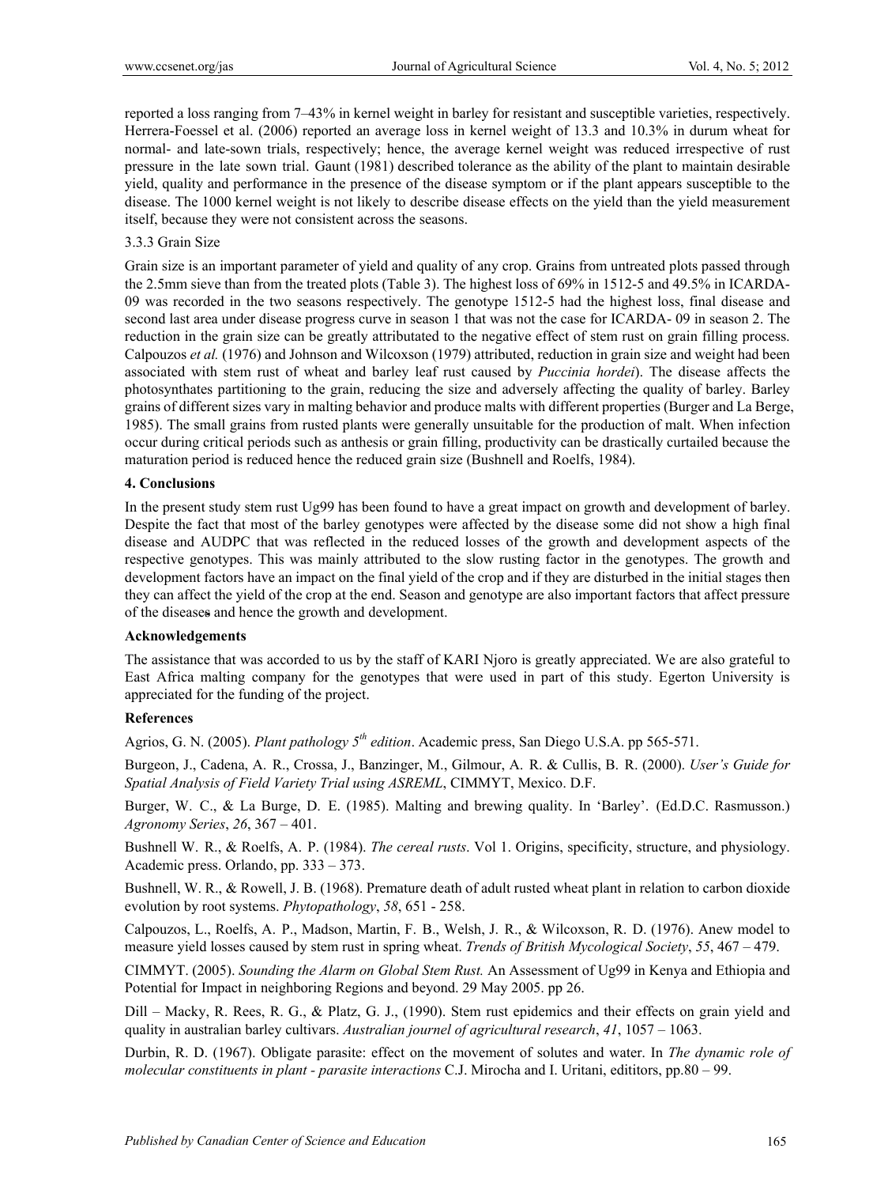reported a loss ranging from 7–43% in kernel weight in barley for resistant and susceptible varieties, respectively. Herrera-Foessel et al. (2006) reported an average loss in kernel weight of 13.3 and 10.3% in durum wheat for normal- and late-sown trials, respectively; hence, the average kernel weight was reduced irrespective of rust pressure in the late sown trial. Gaunt (1981) described tolerance as the ability of the plant to maintain desirable yield, quality and performance in the presence of the disease symptom or if the plant appears susceptible to the disease. The 1000 kernel weight is not likely to describe disease effects on the yield than the yield measurement itself, because they were not consistent across the seasons.

3.3.3 Grain Size

Grain size is an important parameter of yield and quality of any crop. Grains from untreated plots passed through the 2.5mm sieve than from the treated plots (Table 3). The highest loss of 69% in 1512-5 and 49.5% in ICARDA-09 was recorded in the two seasons respectively. The genotype 1512-5 had the highest loss, final disease and second last area under disease progress curve in season 1 that was not the case for ICARDA- 09 in season 2. The reduction in the grain size can be greatly attributated to the negative effect of stem rust on grain filling process. Calpouzos *et al.* (1976) and Johnson and Wilcoxson (1979) attributed, reduction in grain size and weight had been associated with stem rust of wheat and barley leaf rust caused by *Puccinia hordei*). The disease affects the photosynthates partitioning to the grain, reducing the size and adversely affecting the quality of barley. Barley grains of different sizes vary in malting behavior and produce malts with different properties (Burger and La Berge, 1985). The small grains from rusted plants were generally unsuitable for the production of malt. When infection occur during critical periods such as anthesis or grain filling, productivity can be drastically curtailed because the maturation period is reduced hence the reduced grain size (Bushnell and Roelfs, 1984).

**4. Conclusions**

In the present study stem rust Ug99 has been found to have a great impact on growth and development of barley. Despite the fact that most of the barley genotypes were affected by the disease some did not show a high final disease and AUDPC that was reflected in the reduced losses of the growth and development aspects of the respective genotypes. This was mainly attributed to the slow rusting factor in the genotypes. The growth and development factors have an impact on the final yield of the crop and if they are disturbed in the initial stages then they can affect the yield of the crop at the end. Season and genotype are also important factors that affect pressure of the diseases and hence the growth and development.

**Acknowledgements**

The assistance that was accorded to us by the staff of KARI Njoro is greatly appreciated. We are also grateful to East Africa malting company for the genotypes that were used in part of this study. Egerton University is appreciated for the funding of the project.

**References**

Agrios, G. N. (2005). *Plant pathology 5th edition*. Academic press, San Diego U.S.A. pp 565-571.

Burgeon, J., Cadena, A. R., Crossa, J., Banzinger, M., Gilmour, A. R. & Cullis, B. R. (2000). *User's Guide for Spatial Analysis of Field Variety Trial using ASREML*, CIMMYT, Mexico. D.F.

Burger, W. C., & La Burge, D. E. (1985). Malting and brewing quality. In 'Barley'. (Ed.D.C. Rasmusson.) *Agronomy Series*, *26*, 367 – 401.

Bushnell W. R., & Roelfs, A. P. (1984). *The cereal rusts*. Vol 1. Origins, specificity, structure, and physiology. Academic press. Orlando, pp. 333 – 373.

Bushnell, W. R., & Rowell, J. B. (1968). Premature death of adult rusted wheat plant in relation to carbon dioxide evolution by root systems. *Phytopathology*, *58*, 651 - 258.

Calpouzos, L., Roelfs, A. P., Madson, Martin, F. B., Welsh, J. R., & Wilcoxson, R. D. (1976). Anew model to measure yield losses caused by stem rust in spring wheat. *Trends of British Mycological Society*, *55*, 467 – 479.

CIMMYT. (2005). *Sounding the Alarm on Global Stem Rust.* An Assessment of Ug99 in Kenya and Ethiopia and Potential for Impact in neighboring Regions and beyond. 29 May 2005. pp 26.

Dill – Macky, R. Rees, R. G., & Platz, G. J., (1990). Stem rust epidemics and their effects on grain yield and quality in australian barley cultivars. *Australian journal of agricultural research*, *41*, 1057 – 1063.

Durbin, R. D. (1967). Obligate parasite: effect on the movement of solutes and water. In *The dynamic role of molecular constituents in plant - parasite interactions* C.J. Mirocha and I. Uritani, edititors, pp.80 – 99.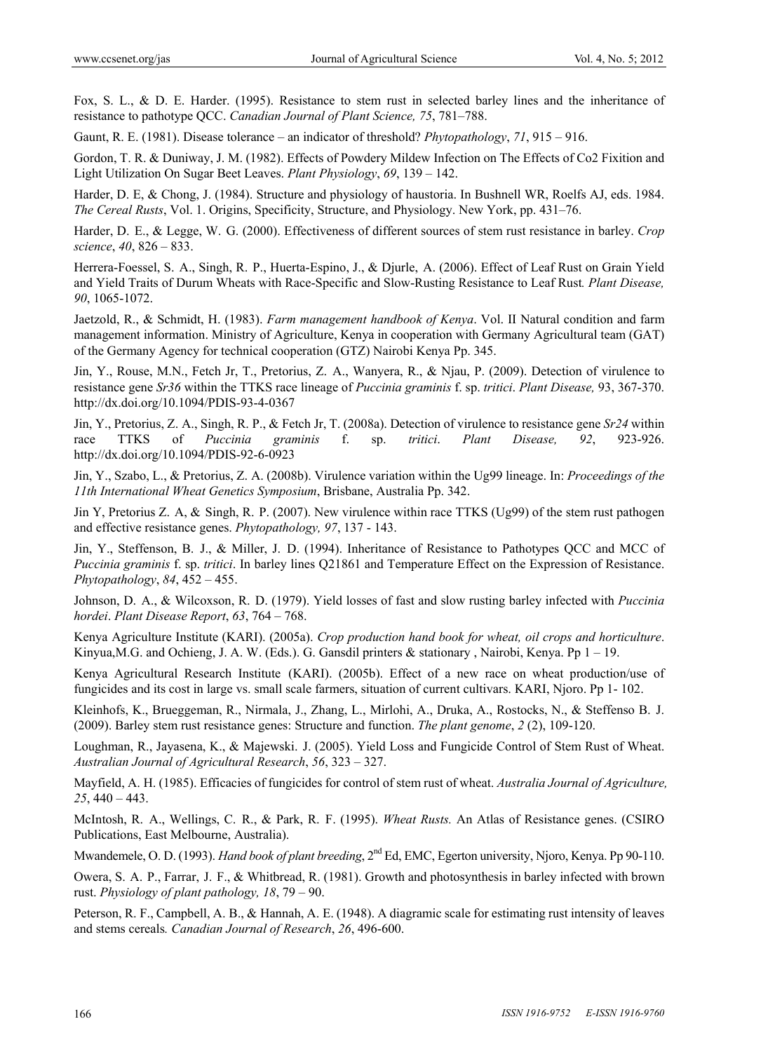Fox, S. L., & D. E. Harder. (1995). Resistance to stem rust in selected barley lines and the inheritance of resistance to pathotype QCC. *Canadian Journal of Plant Science, 75*, 781–788.

Gaunt, R. E. (1981). Disease tolerance – an indicator of threshold? *Phytopathology*, *71*, 915 – 916.

Gordon, T. R. & Duniway, J. M. (1982). Effects of Powdery Mildew Infection on The Effects of Co2 Fixition and Light Utilization On Sugar Beet Leaves. *Plant Physiology*, *69*, 139 – 142.

Harder, D. E, & Chong, J. (1984). Structure and physiology of haustoria. In Bushnell WR, Roelfs AJ, eds. 1984. *The Cereal Rusts*, Vol. 1. Origins, Specificity, Structure, and Physiology. New York, pp. 431–76.

Harder, D. E., & Legge, W. G. (2000). Effectiveness of different sources of stem rust resistance in barley. *Crop science*, *40*, 826 – 833.

Herrera-Foessel, S. A., Singh, R. P., Huerta-Espino, J., & Djurle, A. (2006). Effect of Leaf Rust on Grain Yield and Yield Traits of Durum Wheats with Race-Specific and Slow-Rusting Resistance to Leaf Rust*. Plant Disease, 90*, 1065-1072.

Jaetzold, R., & Schmidt, H. (1983). *Farm management handbook of Kenya*. Vol. II Natural condition and farm management information. Ministry of Agriculture, Kenya in cooperation with Germany Agricultural team (GAT) of the Germany Agency for technical cooperation (GTZ) Nairobi Kenya Pp. 345.

Jin, Y., Rouse, M.N., Fetch Jr, T., Pretorius, Z. A., Wanyera, R., & Njau, P. (2009). Detection of virulence to resistance gene *Sr36* within the TTKS race lineage of *Puccinia graminis* f. sp. *tritici*. *Plant Disease,* 93, 367-370. http://dx.doi.org/10.1094/PDIS-93-4-0367

Jin, Y., Pretorius, Z. A., Singh, R. P., & Fetch Jr, T. (2008a). Detection of virulence to resistance gene *Sr24* within race TTKS of *Puccinia graminis* f. sp. *tritici*. *Plant Disease, 92*, 923-926. http://dx.doi.org/10.1094/PDIS-92-6-0923

Jin, Y., Szabo, L., & Pretorius, Z. A. (2008b). Virulence variation within the Ug99 lineage. In: *Proceedings of the 11th International Wheat Genetics Symposium*, Brisbane, Australia Pp. 342.

Jin Y, Pretorius Z. A, & Singh, R. P. (2007). New virulence within race TTKS (Ug99) of the stem rust pathogen and effective resistance genes. *Phytopathology, 97*, 137 - 143.

Jin, Y., Steffenson, B. J., & Miller, J. D. (1994). Inheritance of Resistance to Pathotypes QCC and MCC of *Puccinia graminis* f. sp. *tritici*. In barley lines Q21861 and Temperature Effect on the Expression of Resistance. *Phytopathology*, *84*, 452 – 455.

Johnson, D. A., & Wilcoxson, R. D. (1979). Yield losses of fast and slow rusting barley infected with *Puccinia hordei*. *Plant Disease Report*, *63*, 764 – 768.

Kenya Agriculture Institute (KARI). (2005a). *Crop production hand book for wheat, oil crops and horticulture*. Kinyua,M.G. and Ochieng, J. A. W. (Eds.). G. Gansdil printers & stationary , Nairobi, Kenya. Pp 1 – 19.

Kenya Agricultural Research Institute (KARI). (2005b). Effect of a new race on wheat production/use of fungicides and its cost in large vs. small scale farmers, situation of current cultivars. KARI, Njoro. Pp 1- 102.

Kleinhofs, K., Brueggeman, R., Nirmala, J., Zhang, L., Mirlohi, A., Druka, A., Rostocks, N., & Steffenso B. J. (2009). Barley stem rust resistance genes: Structure and function. *The plant genome*, *2* (2), 109-120.

Loughman, R., Jayasena, K., & Majewski. J. (2005). Yield Loss and Fungicide Control of Stem Rust of Wheat. *Australian Journal of Agricultural Research*, *56*, 323 – 327.

Mayfield, A. H. (1985). Efficacies of fungicides for control of stem rust of wheat. *Australia Journal of Agriculture, 25*, 440 – 443.

McIntosh, R. A., Wellings, C. R., & Park, R. F. (1995). *Wheat Rusts.* An Atlas of Resistance genes. (CSIRO Publications, East Melbourne, Australia).

Mwandemele, O. D. (1993). *Hand book of plant breeding*, 2nd Ed, EMC, Egerton university, Njoro, Kenya. Pp 90-110.

Owera, S. A. P., Farrar, J. F., & Whitbread, R. (1981). Growth and photosynthesis in barley infected with brown rust. *Physiology of plant pathology, 18*, 79 – 90.

Peterson, R. F., Campbell, A. B., & Hannah, A. E. (1948). A diagramic scale for estimating rust intensity of leaves and stems cereals*. Canadian Journal of Research*, *26*, 496-600.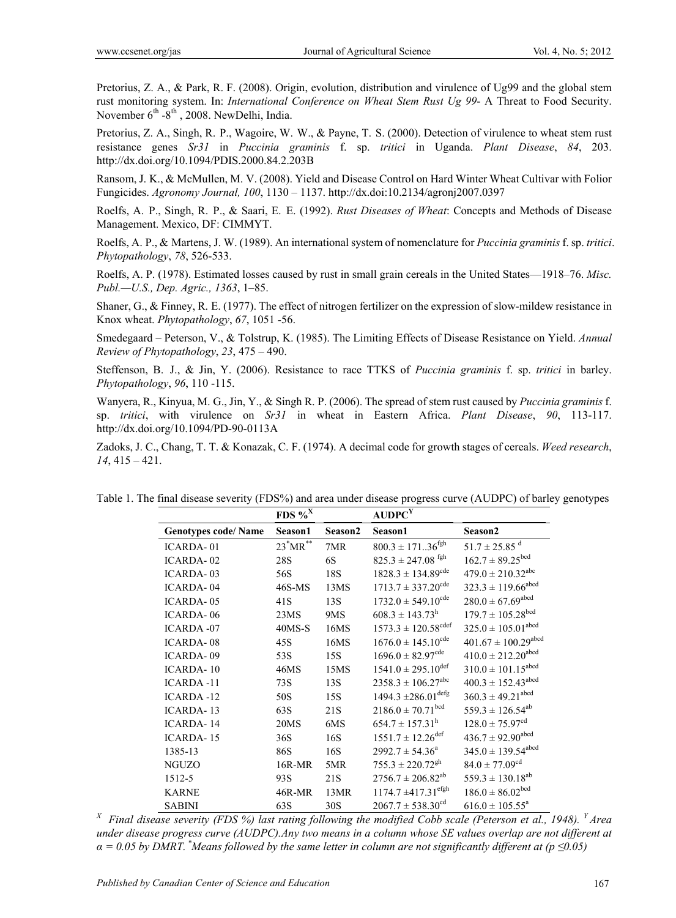Pretorius, Z. A., & Park, R. F. (2008). Origin, evolution, distribution and virulence of Ug99 and the global stem rust monitoring system. In: *International Conference on Wheat Stem Rust Ug 99*- A Threat to Food Security. November 6th -8th , 2008. NewDelhi, India.

Pretorius, Z. A., Singh, R. P., Wagoire, W. W., & Payne, T. S. (2000). Detection of virulence to wheat stem rust resistance genes *Sr31* in *Puccinia graminis* f. sp. *tritici* in Uganda. *Plant Disease*, *84*, 203. http://dx.doi.org/10.1094/PDIS.2000.84.2.203B

Ransom, J. K., & McMullen, M. V. (2008). Yield and Disease Control on Hard Winter Wheat Cultivar with Folior Fungicides. *Agronomy Journal, 100*, 1130 – 1137. http://dx.doi:10.2134/agronj2007.0397

Roelfs, A. P., Singh, R. P., & Saari, E. E. (1992). *Rust Diseases of Wheat*: Concepts and Methods of Disease Management. Mexico, DF: CIMMYT.

Roelfs, A. P., & Martens, J. W. (1989). An international system of nomenclature for *Puccinia graminis* f. sp. *tritici*. *Phytopathology*, *78*, 526-533.

Roelfs, A. P. (1978). Estimated losses caused by rust in small grain cereals in the United States—1918–76. *Misc. Publ.—U.S., Dep. Agric., 1363*, 1–85.

Shaner, G., & Finney, R. E. (1977). The effect of nitrogen fertilizer on the expression of slow-mildew resistance in Knox wheat. *Phytopathology*, *67*, 1051 -56.

Smedegaard – Peterson, V., & Tolstrup, K. (1985). The Limiting Effects of Disease Resistance on Yield. *Annual Review of Phytopathology*, *23*, 475 – 490.

Steffenson, B. J., & Jin, Y. (2006). Resistance to race TTKS of *Puccinia graminis* f. sp. *tritici* in barley. *Phytopathology*, *96*, 110 -115.

Wanyera, R., Kinyua, M. G., Jin, Y., & Singh R. P. (2006). The spread of stem rust caused by *Puccinia graminis* f. sp. *tritici*, with virulence on *Sr31* in wheat in Eastern Africa. *Plant Disease*, *90*, 113-117. http://dx.doi.org/10.1094/PD-90-0113A

Zadoks, J. C., Chang, T. T. & Konazak, C. F. (1974). A decimal code for growth stages of cereals. *Weed research*, *14*, 415 – 421.

Table 1. The final disease severity (FDS%) and area under disease progress curve (AUDPC) of barley genotypes

| | FDS %$^X$ | | AUDPC$^Y$ | |
|---|---|---|---|---|
| **Genotypes code/ Name** | **Season1** | **Season2** | **Season1** | **Season2** |
| ICARDA- 01 | 23*MR** | 7MR | 800.3 ± 171..36$^{fgh}$ | 51.7 ± 25.85 $^{d}$ |
| ICARDA- 02 | 28S | 6S | 825.3 ± 247.08 $^{fgh}$ | 162.7 ± 89.25$^{bcd}$ |
| ICARDA- 03 | 56S | 18S | 1828.3 ± 134.89$^{cde}$ | 479.0 ± 210.32$^{abc}$ |
| ICARDA- 04 | 46S-MS | 13MS | 1713.7 ± 337.20$^{cde}$ | 323.3 ± 119.66$^{abcd}$ |
| ICARDA- 05 | 41S | 13S | 1732.0 ± 549.10$^{cde}$ | 280.0 ± 67.69$^{abcd}$ |
| ICARDA- 06 | 23MS | 9MS | 608.3 ± 143.73$^{h}$ | 179.7 ± 105.28$^{bcd}$ |
| ICARDA -07 | 40MS-S | 16MS | 1573.3 ± 120.58$^{cdef}$ | 325.0 ± 105.01$^{abcd}$ |
| ICARDA- 08 | 45S | 16MS | 1676.0 ± 145.10$^{cde}$ | 401.67 ± 100.29$^{abcd}$ |
| ICARDA- 09 | 53S | 15S | 1696.0 ± 82.97$^{cde}$ | 410.0 ± 212.20$^{abcd}$ |
| ICARDA- 10 | 46MS | 15MS | 1541.0 ± 295.10$^{def}$ | 310.0 ± 101.15$^{abcd}$ |
| ICARDA -11 | 73S | 13S | 2358.3 ± 106.27$^{abc}$ | 400.3 ± 152.43$^{abcd}$ |
| ICARDA -12 | 50S | 15S | 1494.3 ±286.01$^{defg}$ | 360.3 ± 49.21$^{abcd}$ |
| ICARDA- 13 | 63S | 21S | 2186.0 ± 70.71$^{bcd}$ | 559.3 ± 126.54$^{ab}$ |
| ICARDA- 14 | 20MS | 6MS | 654.7 ± 157.31$^{h}$ | 128.0 ± 75.97$^{cd}$ |
| ICARDA- 15 | 36S | 16S | 1551.7 ± 12.26$^{def}$ | 436.7 ± 92.90$^{abcd}$ |
| 1385-13 | 86S | 16S | 2992.7 ± 54.36$^{a}$ | 345.0 ± 139.54$^{abcd}$ |
| NGUZO | 16R-MR | 5MR | 755.3 ± 220.72$^{gh}$ | 84.0 ± 77.09$^{cd}$ |
| 1512-5 | 93S | 21S | 2756.7 ± 206.82$^{ab}$ | 559.3 ± 130.18$^{ab}$ |
| KARNE | 46R-MR | 13MR | 1174.7 ±417.31$^{efgh}$ | 186.0 ± 86.02$^{bcd}$ |
| SABINI | 63S | 30S | 2067.7 ± 538.30$^{cd}$ | 616.0 ± 105.55$^{a}$ |

*$^X$ Final disease severity (FDS %) last rating following the modified Cobb scale (Peterson et al., 1948). $^Y$ Area under disease progress curve (AUDPC).Any two means in a column whose SE values overlap are not different at α = 0.05 by DMRT. *Means followed by the same letter in column are not significantly different at (p ≤0.05)*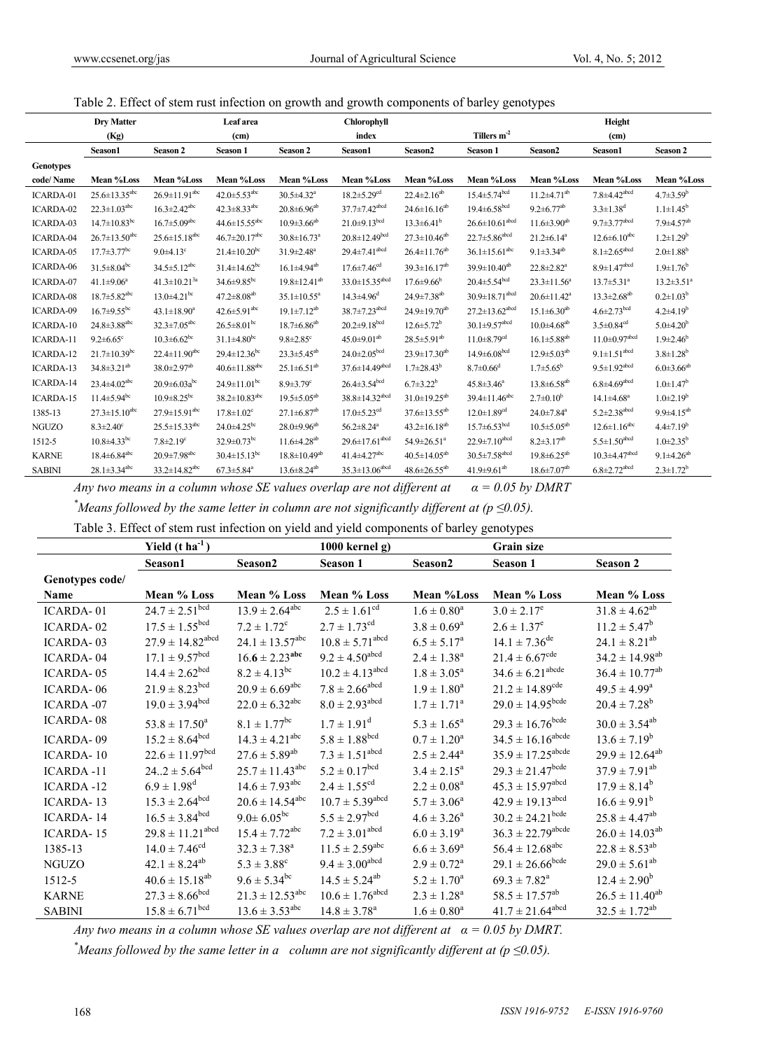Table 2. Effect of stem rust infection on growth and growth components of barley genotypes

| | Dry Matter (Kg) | | Leaf area (cm) | | Chlorophyll index | | Tillers $m^{-2}$ | | Height (cm) | |
|---|---|---|---|---|---|---|---|---|---|---|
| | Season1 | Season 2 | Season 1 | Season 2 | Season1 | Season2 | Season 1 | Season2 | Season1 | Season 2 |
| Genotypes code/ Name | Mean %Loss | Mean %Loss | Mean %Loss | Mean %Loss | Mean %Loss | Mean %Loss | Mean %Loss | Mean %Loss | Mean %Loss | Mean %Loss |
| ICARDA-01 | 25.6±13.35$^{abc}$ | 26.9±11.91$^{abc}$ | 42.0±5.53$^{abc}$ | 30.5±4.32$^{a}$ | 18.2±5.29$^{cd}$ | 22.4±2.16$^{ab}$ | 15.4±5.74$^{bcd}$ | 11.2±4.71$^{ab}$ | 7.8±4.42$^{abcd}$ | 4.7±3.59$^{b}$ |
| ICARDA-02 | 22.3±1.03$^{abc}$ | 16.3±2.42$^{abc}$ | 42.3±8.33$^{abc}$ | 20.8±6.96$^{ab}$ | 37.7±7.42$^{abcd}$ | 24.6±16.16$^{ab}$ | 19.4±6.58$^{bcd}$ | 9.2±6.77$^{ab}$ | 3.3±1.38$^{d}$ | 1.1±1.45$^{b}$ |
| ICARDA-03 | 14.7±10.83$^{bc}$ | 16.7±5.09$^{abc}$ | 44.6±15.55$^{abc}$ | 10.9±3.66$^{ab}$ | 21.0±9.13$^{bcd}$ | 13.3±6.41$^{b}$ | 26.6±10.61$^{abcd}$ | 11.6±3.90$^{ab}$ | 9.7±3.77$^{abcd}$ | 7.9±4.57$^{ab}$ |
| ICARDA-04 | 26.7±13.50$^{abc}$ | 25.6±15.18$^{abc}$ | 46.7±20.17$^{abc}$ | 30.8±16.73$^{a}$ | 20.8±12.49$^{bcd}$ | 27.3±10.46$^{ab}$ | 22.7±5.86$^{abcd}$ | 21.2±6.14$^{a}$ | 12.6±6.10$^{abc}$ | 1.2±1.29$^{b}$ |
| ICARDA-05 | 17.7±3.77$^{bc}$ | 9.0±4.13$^{c}$ | 21.4±10.20$^{bc}$ | 31.9±2.48$^{a}$ | 29.4±7.41$^{abcd}$ | 26.4±11.76$^{ab}$ | 36.1±15.61$^{abc}$ | 9.1±3.34$^{ab}$ | 8.1±2.65$^{abcd}$ | 2.0±1.88$^{b}$ |
| ICARDA-06 | 31.5±8.04$^{bc}$ | 34.5±5.12$^{abc}$ | 31.4±14.62$^{bc}$ | 16.1±4.94$^{ab}$ | 17.6±7.46$^{cd}$ | 39.3±16.17$^{ab}$ | 39.9±10.40$^{ab}$ | 22.8±2.82$^{a}$ | 8.9±1.47$^{abcd}$ | 1.9±1.76$^{b}$ |
| ICARDA-07 | 41.1±9.06$^{a}$ | 41.3±10.21$^{3a}$ | 34.6±9.85$^{bc}$ | 19.8±12.41$^{ab}$ | 33.0±15.35$^{abcd}$ | 17.6±9.66$^{b}$ | 20.4±5.54$^{bcd}$ | 23.3±11.56$^{a}$ | 13.7±5.31$^{a}$ | 13.2±3.51$^{a}$ |
| ICARDA-08 | 18.7±5.82$^{abc}$ | 13.0±4.21$^{bc}$ | 47.2±8.08$^{ab}$ | 35.1±10.55$^{a}$ | 14.3±4.96$^{d}$ | 24.9±7.38$^{ab}$ | 30.9±18.71$^{abcd}$ | 20.6±11.42$^{a}$ | 13.3±2.68$^{ab}$ | 0.2±1.03$^{b}$ |
| ICARDA-09 | 16.7±9.55$^{bc}$ | 43.1±18.90$^{a}$ | 42.6±5.91$^{abc}$ | 19.1±7.12$^{ab}$ | 38.7±7.23$^{abcd}$ | 24.9±19.70$^{ab}$ | 27.2±13.62$^{abcd}$ | 15.1±6.30$^{ab}$ | 4.6±2.73$^{bcd}$ | 4.2±4.19$^{b}$ |
| ICARDA-10 | 24.8±3.88$^{abc}$ | 32.3±7.05$^{abc}$ | 26.5±8.01$^{bc}$ | 18.7±6.86$^{ab}$ | 20.2±9.18$^{bcd}$ | 12.6±5.72$^{b}$ | 30.1±9.57$^{abcd}$ | 10.0±4.68$^{ab}$ | 3.5±0.84$^{cd}$ | 5.0±4.20$^{b}$ |
| ICARDA-11 | 9.2±6.65$^{c}$ | 10.3±6.62$^{bc}$ | 31.1±4.80$^{bc}$ | 9.8±2.85$^{c}$ | 45.0±9.01$^{ab}$ | 28.5±5.91$^{ab}$ | 11.0±8.79$^{cd}$ | 16.1±5.88$^{ab}$ | 11.0±0.97$^{abcd}$ | 1.9±2.46$^{b}$ |
| ICARDA-12 | 21.7±10.39$^{bc}$ | 22.4±11.90$^{abc}$ | 29.4±12.36$^{bc}$ | 23.3±5.45$^{ab}$ | 24.0±2.05$^{bcd}$ | 23.9±17.30$^{ab}$ | 14.9±6.08$^{bcd}$ | 12.9±5.03$^{ab}$ | 9.1±1.51$^{abcd}$ | 3.8±1.28$^{b}$ |
| ICARDA-13 | 34.8±3.21$^{ab}$ | 38.0±2.97$^{ab}$ | 40.6±11.88$^{abc}$ | 25.1±6.51$^{ab}$ | 37.6±14.49$^{abcd}$ | 1.7±28.43$^{b}$ | 8.7±0.66$^{d}$ | 1.7±5.65$^{b}$ | 9.5±1.92$^{abcd}$ | 6.0±3.66$^{ab}$ |
| ICARDA-14 | 23.4±4.02$^{abc}$ | 20.9±6.03a$^{bc}$ | 24.9±11.01$^{bc}$ | 8.9±3.79$^{c}$ | 26.4±3.54$^{bcd}$ | 6.7±3.22$^{b}$ | 45.8±3.46$^{a}$ | 13.8±6.58$^{ab}$ | 6.8±4.69$^{abcd}$ | 1.0±1.47$^{b}$ |
| ICARDA-15 | 11.4±5.94$^{bc}$ | 10.9±8.25$^{bc}$ | 38.2±10.83$^{abc}$ | 19.5±5.05$^{ab}$ | 38.8±14.32$^{abcd}$ | 31.0±19.25$^{ab}$ | 39.4±11.46$^{abc}$ | 2.7±0.10$^{b}$ | 14.1±4.68$^{a}$ | 1.0±2.19$^{b}$ |
| 1385-13 | 27.3±15.10$^{abc}$ | 27.9±15.91$^{abc}$ | 17.8±1.02$^{c}$ | 27.1±6.87$^{ab}$ | 17.0±5.23$^{cd}$ | 37.6±13.55$^{ab}$ | 12.0±1.89$^{cd}$ | 24.0±7.84$^{a}$ | 5.2±2.38$^{abcd}$ | 9.9±4.15$^{ab}$ |
| NGUZO | 8.3±2.40$^{c}$ | 25.5±15.33$^{abc}$ | 24.0±4.25$^{bc}$ | 28.0±9.96$^{ab}$ | 56.2±8.24$^{a}$ | 43.2±16.18$^{ab}$ | 15.7±6.53$^{bcd}$ | 10.5±5.05$^{ab}$ | 12.6±1.16$^{abc}$ | 4.4±7.19$^{b}$ |
| 1512-5 | 10.8±4.33$^{bc}$ | 7.8±2.19$^{c}$ | 32.9±0.73$^{bc}$ | 11.6±4.28$^{ab}$ | 29.6±17.61$^{abcd}$ | 54.9±26.51$^{a}$ | 22.9±7.10$^{abcd}$ | 8.2±3.17$^{ab}$ | 5.5±1.50$^{abcd}$ | 1.0±2.35$^{b}$ |
| KARNE | 18.4±6.84$^{abc}$ | 20.9±7.98$^{abc}$ | 30.4±15.13$^{bc}$ | 18.8±10.49$^{ab}$ | 41.4±4.27$^{abc}$ | 40.5±14.05$^{ab}$ | 30.5±7.58$^{abcd}$ | 19.8±6.25$^{ab}$ | 10.3±4.47$^{abcd}$ | 9.1±4.26$^{ab}$ |
| SABINI | 28.1±3.34$^{abc}$ | 33.2±14.82$^{abc}$ | 67.3±5.84$^{a}$ | 13.6±8.24$^{ab}$ | 35.3±13.06$^{abcd}$ | 48.6±26.55$^{ab}$ | 41.9±9.61$^{ab}$ | 18.6±7.07$^{ab}$ | 6.8±2.72$^{abcd}$ | 2.3±1.72$^{b}$ |

*Any two means in a column whose SE values overlap are not different at $\alpha = 0.05$ by DMRT*

*[*]Means followed by the same letter in column are not significantly different at ($p \leq 0.05$).*

Table 3. Effect of stem rust infection on yield and yield components of barley genotypes

| | Yield (t $ha^{-1}$) | | 1000 kernel g) | | Grain size | |
|---|---|---|---|---|---|---|
| | Season1 | Season2 | Season 1 | Season2 | Season 1 | Season 2 |
| Genotypes code/ Name | Mean % Loss | Mean % Loss | Mean % Loss | Mean %Loss | Mean % Loss | Mean % Loss |
| ICARDA- 01 | 24.7 ± 2.51$^{bcd}$ | 13.9 ± 2.64$^{abc}$ | 2.5 ± 1.61$^{cd}$ | 1.6 ± 0.80$^{a}$ | 3.0 ± 2.17$^{e}$ | 31.8 ± 4.62$^{ab}$ |
| ICARDA- 02 | 17.5 ± 1.55$^{bcd}$ | 7.2 ± 1.72$^{c}$ | 2.7 ± 1.73$^{cd}$ | 3.8 ± 0.69$^{a}$ | 2.6 ± 1.37$^{e}$ | 11.2 ± 5.47$^{b}$ |
| ICARDA- 03 | 27.9 ± 14.82$^{abcd}$ | 24.1 ± 13.57$^{abc}$ | 10.8 ± 5.71$^{abcd}$ | 6.5 ± 5.17$^{a}$ | 14.1 ± 7.36$^{de}$ | 24.1 ± 8.21$^{ab}$ |
| ICARDA- 04 | 17.1 ± 9.57$^{bcd}$ | 16.6 ± 2.23$^{abc}$ | 9.2 ± 4.50$^{abcd}$ | 2.4 ± 1.38$^{a}$ | 21.4 ± 6.67$^{cde}$ | 34.2 ± 14.98$^{ab}$ |
| ICARDA- 05 | 14.4 ± 2.62$^{bcd}$ | 8.2 ± 4.13$^{bc}$ | 10.2 ± 4.13$^{abcd}$ | 1.8 ± 3.05$^{a}$ | 34.6 ± 6.21$^{abcde}$ | 36.4 ± 10.77$^{ab}$ |
| ICARDA- 06 | 21.9 ± 8.23$^{bcd}$ | 20.9 ± 6.69$^{abc}$ | 7.8 ± 2.66$^{abcd}$ | 1.9 ± 1.80$^{a}$ | 21.2 ± 14.89$^{cde}$ | 49.5 ± 4.99$^{a}$ |
| ICARDA -07 | 19.0 ± 3.94$^{bcd}$ | 22.0 ± 6.32$^{abc}$ | 8.0 ± 2.93$^{abcd}$ | 1.7 ± 1.71$^{a}$ | 29.0 ± 14.95$^{bcde}$ | 20.4 ± 7.28$^{b}$ |
| ICARDA- 08 | 53.8 ± 17.50$^{a}$ | 8.1 ± 1.77$^{bc}$ | 1.7 ± 1.91$^{d}$ | 5.3 ± 1.65$^{a}$ | 29.3 ± 16.76$^{bcde}$ | 30.0 ± 3.54$^{ab}$ |
| ICARDA- 09 | 15.2 ± 8.64$^{bcd}$ | 14.3 ± 4.21$^{abc}$ | 5.8 ± 1.88$^{bcd}$ | 0.7 ± 1.20$^{a}$ | 34.5 ± 16.16$^{abcde}$ | 13.6 ± 7.19$^{b}$ |
| ICARDA- 10 | 22.6 ± 11.97$^{bcd}$ | 27.6 ± 5.89$^{ab}$ | 7.3 ± 1.51$^{abcd}$ | 2.5 ± 2.44$^{a}$ | 35.9 ± 17.25$^{abcde}$ | 29.9 ± 12.64$^{ab}$ |
| ICARDA -11 | 24..2 ± 5.64$^{bcd}$ | 25.7 ± 11.43$^{abc}$ | 5.2 ± 0.17$^{bcd}$ | 3.4 ± 2.15$^{a}$ | 29.3 ± 21.47$^{bcde}$ | 37.9 ± 7.91$^{ab}$ |
| ICARDA -12 | 6.9 ± 1.98$^{d}$ | 14.6 ± 7.93$^{abc}$ | 2.4 ± 1.55$^{cd}$ | 2.2 ± 0.08$^{a}$ | 45.3 ± 15.97$^{abcd}$ | 17.9 ± 8.14$^{b}$ |
| ICARDA- 13 | 15.3 ± 2.64$^{bcd}$ | 20.6 ± 14.54$^{abc}$ | 10.7 ± 5.39$^{abcd}$ | 5.7 ± 3.06$^{a}$ | 42.9 ± 19.13$^{abcd}$ | 16.6 ± 9.91$^{b}$ |
| ICARDA- 14 | 16.5 ± 3.84$^{bcd}$ | 9.0± 6.05$^{bc}$ | 5.5 ± 2.97$^{bcd}$ | 4.6 ± 3.26$^{a}$ | 30.2 ± 24.21$^{bcde}$ | 25.8 ± 4.47$^{ab}$ |
| ICARDA- 15 | 29.8 ± 11.21$^{abcd}$ | 15.4 ± 7.72$^{abc}$ | 7.2 ± 3.01$^{abcd}$ | 6.0 ± 3.19$^{a}$ | 36.3 ± 22.79$^{abcde}$ | 26.0 ± 14.03$^{ab}$ |
| 1385-13 | 14.0 ± 7.46$^{cd}$ | 32.3 ± 7.38$^{a}$ | 11.5 ± 2.59$^{abc}$ | 6.6 ± 3.69$^{a}$ | 56.4 ± 12.68$^{abc}$ | 22.8 ± 8.53$^{ab}$ |
| NGUZO | 42.1 ± 8.24$^{ab}$ | 5.3 ± 3.88$^{c}$ | 9.4 ± 3.00$^{abcd}$ | 2.9 ± 0.72$^{a}$ | 29.1 ± 26.66$^{bcde}$ | 29.0 ± 5.61$^{ab}$ |
| 1512-5 | 40.6 ± 15.18$^{ab}$ | 9.6 ± 5.34$^{bc}$ | 14.5 ± 5.24$^{ab}$ | 5.2 ± 1.70$^{a}$ | 69.3 ± 7.82$^{a}$ | 12.4 ± 2.90$^{b}$ |
| KARNE | 27.3 ± 8.66$^{bcd}$ | 21.3 ± 12.53$^{abc}$ | 10.6 ± 1.76$^{abcd}$ | 2.3 ± 1.28$^{a}$ | 58.5 ± 17.57$^{ab}$ | 26.5 ± 11.40$^{ab}$ |
| SABINI | 15.8 ± 6.71$^{bcd}$ | 13.6 ± 3.53$^{abc}$ | 14.8 ± 3.78$^{a}$ | 1.6 ± 0.80$^{a}$ | 41.7 ± 21.64$^{abcd}$ | 32.5 ± 1.72$^{ab}$ |

*Any two means in a column whose SE values overlap are not different at $\alpha = 0.05$ by DMRT.*

*[*]Means followed by the same letter in a column are not significantly different at ($p \leq 0.05$).*